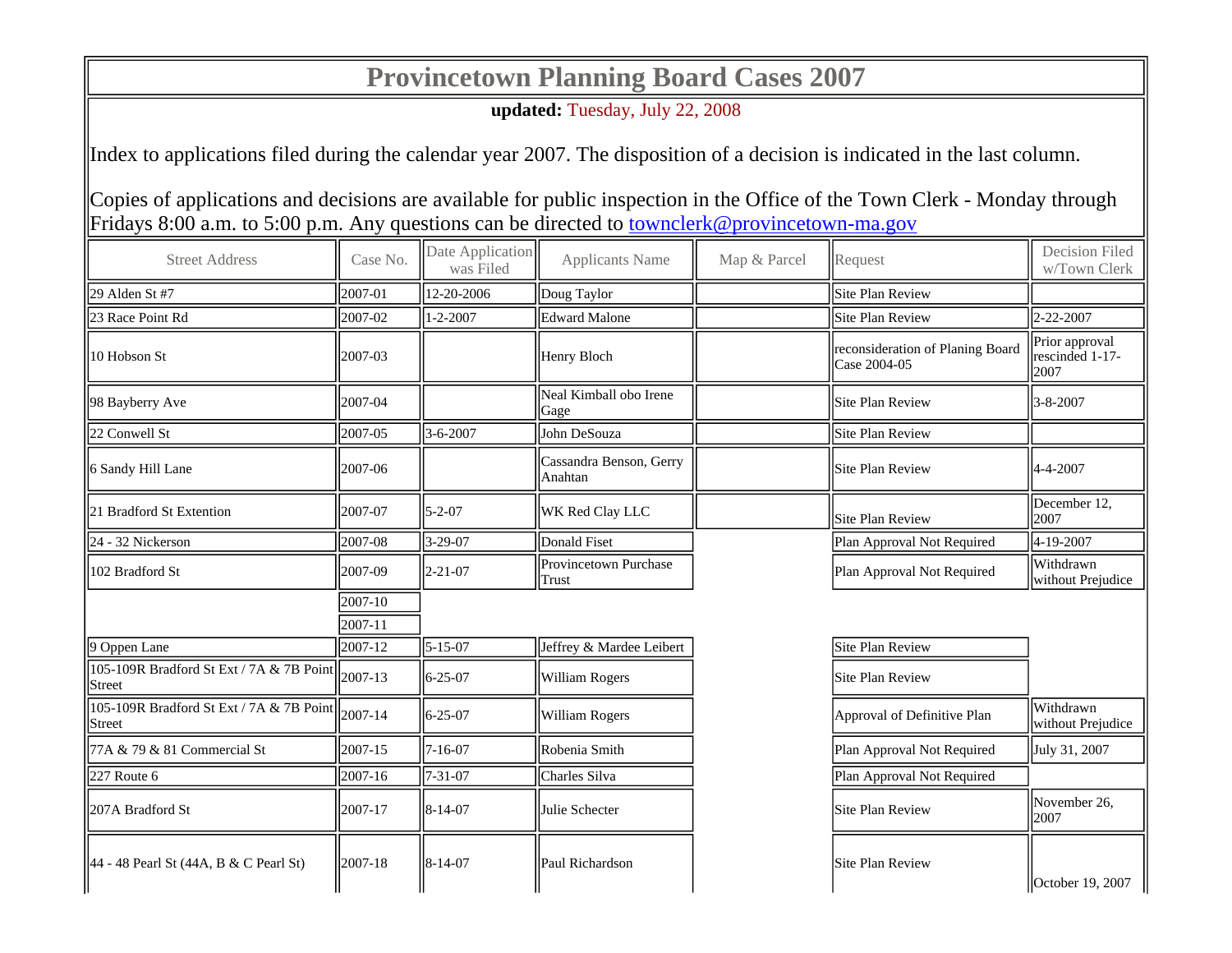# Provincetown Planning Board Cases 2007

**updated:** Tuesday, July 22, 2008

Index to applications filed during the calendar year 2007. The disposition of a decision is indicated in the last column.

Copies of applications and decisions are available for public inspection in the Office of the Town Clerk - Monday through Fridays 8:00 a.m. to 5:00 p.m. Any questions can be directed to [townclerk@provincetown-ma.gov](mailto:townclerk@provincetown-ma.gov)

| Street Address | Case No. | Date Application was Filed | Applicants Name | Map & Parcel | Request | Decision Filed w/Town Clerk |
|---|---|---|---|---|---|---|
| 29 Alden St #7 | 2007-01 | 12-20-2006 | Doug Taylor | | Site Plan Review | |
| 23 Race Point Rd | 2007-02 | 1-2-2007 | Edward Malone | | Site Plan Review | 2-22-2007 |
| 10 Hobson St | 2007-03 | | Henry Bloch | | reconsideration of Planing Board Case 2004-05 | Prior approval rescinded 1-17-2007 |
| 98 Bayberry Ave | 2007-04 | | Neal Kimball obo Irene Gage | | Site Plan Review | 3-8-2007 |
| 22 Conwell St | 2007-05 | 3-6-2007 | John DeSouza | | Site Plan Review | |
| 6 Sandy Hill Lane | 2007-06 | | Cassandra Benson, Gerry Anahtan | | Site Plan Review | 4-4-2007 |
| 21 Bradford St Extention | 2007-07 | 5-2-07 | WK Red Clay LLC | | Site Plan Review | December 12, 2007 |
| 24 - 32 Nickerson | 2007-08 | 3-29-07 | Donald Fiset | | Plan Approval Not Required | 4-19-2007 |
| 102 Bradford St | 2007-09 | 2-21-07 | Provincetown Purchase Trust | | Plan Approval Not Required | Withdrawn without Prejudice |
| | 2007-10 | | | | | |
| | 2007-11 | | | | | |
| 9 Oppen Lane | 2007-12 | 5-15-07 | Jeffrey & Mardee Leibert | | Site Plan Review | |
| 105-109R Bradford St Ext / 7A & 7B Point Street | 2007-13 | 6-25-07 | William Rogers | | Site Plan Review | |
| 105-109R Bradford St Ext / 7A & 7B Point Street | 2007-14 | 6-25-07 | William Rogers | | Approval of Definitive Plan | Withdrawn without Prejudice |
| 77A & 79 & 81 Commercial St | 2007-15 | 7-16-07 | Robenia Smith | | Plan Approval Not Required | July 31, 2007 |
| 227 Route 6 | 2007-16 | 7-31-07 | Charles Silva | | Plan Approval Not Required | |
| 207A Bradford St | 2007-17 | 8-14-07 | Julie Schecter | | Site Plan Review | November 26, 2007 |
| 44 - 48 Pearl St (44A, B & C Pearl St) | 2007-18 | 8-14-07 | Paul Richardson | | Site Plan Review | October 19, 2007 |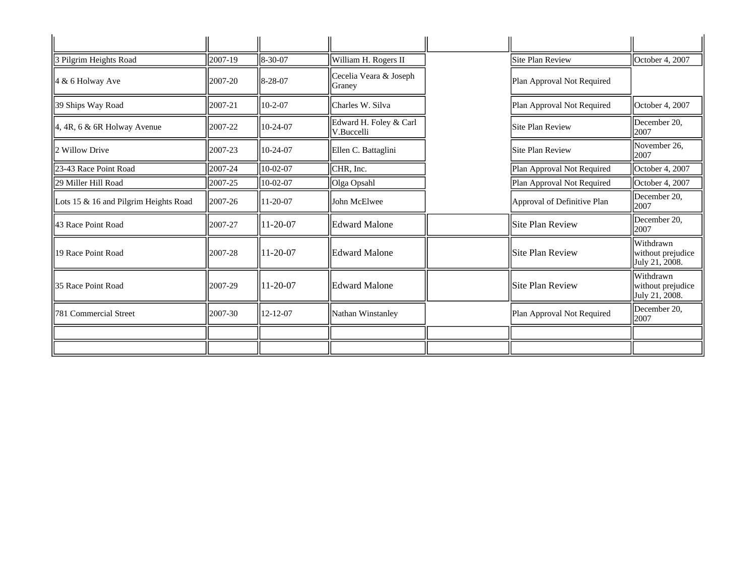| | | | | | | |
|---|---|---|---|---|---|---|
| | | | | | | |
| 3 Pilgrim Heights Road | 2007-19 | 8-30-07 | William H. Rogers II | | Site Plan Review | October 4, 2007 |
| 4 & 6 Holway Ave | 2007-20 | 8-28-07 | Cecelia Veara & Joseph Graney | | Plan Approval Not Required | |
| 39 Ships Way Road | 2007-21 | 10-2-07 | Charles W. Silva | | Plan Approval Not Required | October 4, 2007 |
| 4, 4R, 6 & 6R Holway Avenue | 2007-22 | 10-24-07 | Edward H. Foley & Carl V.Buccelli | | Site Plan Review | December 20, 2007 |
| 2 Willow Drive | 2007-23 | 10-24-07 | Ellen C. Battaglini | | Site Plan Review | November 26, 2007 |
| 23-43 Race Point Road | 2007-24 | 10-02-07 | CHR, Inc. | | Plan Approval Not Required | October 4, 2007 |
| 29 Miller Hill Road | 2007-25 | 10-02-07 | Olga Opsahl | | Plan Approval Not Required | October 4, 2007 |
| Lots 15 & 16 and Pilgrim Heights Road | 2007-26 | 11-20-07 | John McElwee | | Approval of Definitive Plan | December 20, 2007 |
| 43 Race Point Road | 2007-27 | 11-20-07 | Edward Malone | | Site Plan Review | December 20, 2007 |
| 19 Race Point Road | 2007-28 | 11-20-07 | Edward Malone | | Site Plan Review | Withdrawn without prejudice July 21, 2008. |
| 35 Race Point Road | 2007-29 | 11-20-07 | Edward Malone | | Site Plan Review | Withdrawn without prejudice July 21, 2008. |
| 781 Commercial Street | 2007-30 | 12-12-07 | Nathan Winstanley | | Plan Approval Not Required | December 20, 2007 |
| | | | | | | |
| | | | | | | |